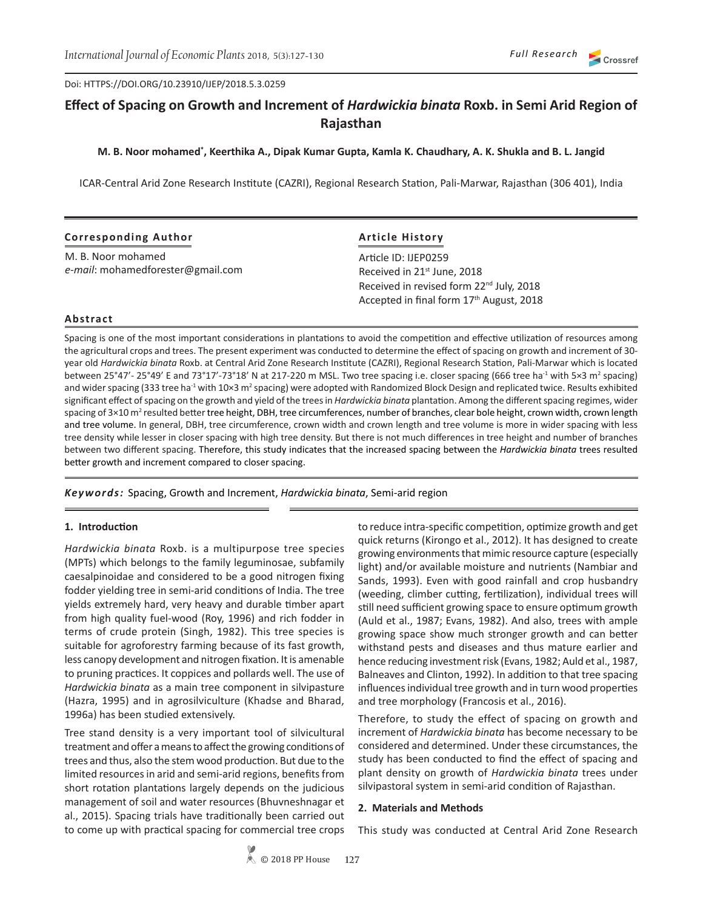Doi: HTTPS://DOI.ORG/10.23910/IJEP/2018.5.3.0259

Full Research

# Effect of Spacing on Growth and Increment of *Hardwickia binata* Roxb. in Semi Arid Region of Rajasthan

**M. B. Noor mohamed*, Keerthika A., Dipak Kumar Gupta, Kamla K. Chaudhary, A. K. Shukla and B. L. Jangid**

ICAR-Central Arid Zone Research Institute (CAZRI), Regional Research Station, Pali-Marwar, Rajasthan (306 401), India

**Corresponding Author**

M. B. Noor mohamed
*e-mail*: mohamedforester@gmail.com

**Article History**

Article ID: IJEP0259
Received in 21st June, 2018
Received in revised form 22nd July, 2018
Accepted in final form 17th August, 2018

### Abstract

Spacing is one of the most important considerations in plantations to avoid the competition and effective utilization of resources among the agricultural crops and trees. The present experiment was conducted to determine the effect of spacing on growth and increment of 30-year old *Hardwickia binata* Roxb. at Central Arid Zone Research Institute (CAZRI), Regional Research Station, Pali-Marwar which is located between 25°47′- 25°49′ E and 73°17′-73°18′ N at 217-220 m MSL. Two tree spacing i.e. closer spacing (666 tree ha$^{-1}$ with 5×3 m$^2$ spacing) and wider spacing (333 tree ha$^{-1}$ with 10×3 m$^2$ spacing) were adopted with Randomized Block Design and replicated twice. Results exhibited significant effect of spacing on the growth and yield of the trees in *Hardwickia binata* plantation. Among the different spacing regimes, wider spacing of 3×10 m$^2$ resulted better tree height, DBH, tree circumferences, number of branches, clear bole height, crown width, crown length and tree volume. In general, DBH, tree circumference, crown width and crown length and tree volume is more in wider spacing with less tree density while lesser in closer spacing with high tree density. But there is not much differences in tree height and number of branches between two different spacing. Therefore, this study indicates that the increased spacing between the *Hardwickia binata* trees resulted better growth and increment compared to closer spacing.

***Keywords:*** Spacing, Growth and Increment, *Hardwickia binata*, Semi-arid region

## 1. Introduction

*Hardwickia binata* Roxb. is a multipurpose tree species (MPTs) which belongs to the family leguminosae, subfamily caesalpinoidae and considered to be a good nitrogen fixing fodder yielding tree in semi-arid conditions of India. The tree yields extremely hard, very heavy and durable timber apart from high quality fuel-wood (Roy, 1996) and rich fodder in terms of crude protein (Singh, 1982). This tree species is suitable for agroforestry farming because of its fast growth, less canopy development and nitrogen fixation. It is amenable to pruning practices. It coppices and pollards well. The use of *Hardwickia binata* as a main tree component in silvipasture (Hazra, 1995) and in agrosilviculture (Khadse and Bharad, 1996a) has been studied extensively.

Tree stand density is a very important tool of silvicultural treatment and offer a means to affect the growing conditions of trees and thus, also the stem wood production. But due to the limited resources in arid and semi-arid regions, benefits from short rotation plantations largely depends on the judicious management of soil and water resources (Bhuvneshnagar et al., 2015). Spacing trials have traditionally been carried out to come up with practical spacing for commercial tree crops to reduce intra-specific competition, optimize growth and get quick returns (Kirongo et al., 2012). It has designed to create growing environments that mimic resource capture (especially light) and/or available moisture and nutrients (Nambiar and Sands, 1993). Even with good rainfall and crop husbandry (weeding, climber cutting, fertilization), individual trees will still need sufficient growing space to ensure optimum growth (Auld et al., 1987; Evans, 1982). And also, trees with ample growing space show much stronger growth and can better withstand pests and diseases and thus mature earlier and hence reducing investment risk (Evans, 1982; Auld et al., 1987, Balneaves and Clinton, 1992). In addition to that tree spacing influences individual tree growth and in turn wood properties and tree morphology (Francosis et al., 2016).

Therefore, to study the effect of spacing on growth and increment of *Hardwickia binata* has become necessary to be considered and determined. Under these circumstances, the study has been conducted to find the effect of spacing and plant density on growth of *Hardwickia binata* trees under silvipastoral system in semi-arid condition of Rajasthan.

## 2. Materials and Methods

This study was conducted at Central Arid Zone Research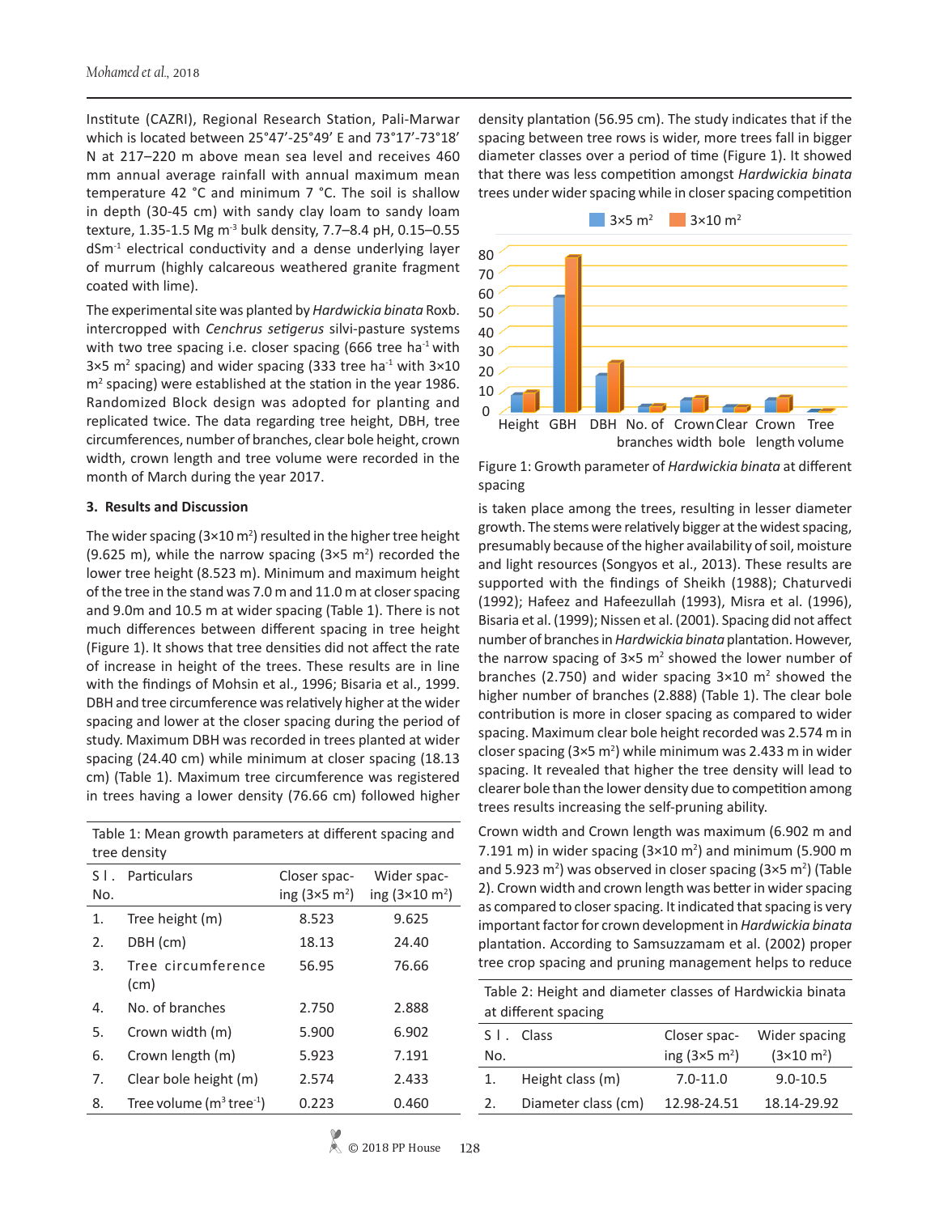Institute (CAZRI), Regional Research Station, Pali-Marwar which is located between 25°47'-25°49' E and 73°17'-73°18' N at 217–220 m above mean sea level and receives 460 mm annual average rainfall with annual maximum mean temperature 42 °C and minimum 7 °C. The soil is shallow in depth (30-45 cm) with sandy clay loam to sandy loam texture, 1.35-1.5 Mg $m^{-3}$ bulk density, 7.7–8.4 pH, 0.15–0.55 $dSm^{-1}$ electrical conductivity and a dense underlying layer of murrum (highly calcareous weathered granite fragment coated with lime).

The experimental site was planted by *Hardwickia binata* Roxb. intercropped with *Cenchrus setigerus* silvi-pasture systems with two tree spacing i.e. closer spacing (666 tree $ha^{-1}$ with 3×5 $m^2$ spacing) and wider spacing (333 tree $ha^{-1}$ with 3×10 $m^2$ spacing) were established at the station in the year 1986. Randomized Block design was adopted for planting and replicated twice. The data regarding tree height, DBH, tree circumferences, number of branches, clear bole height, crown width, crown length and tree volume were recorded in the month of March during the year 2017.

## 3. Results and Discussion

The wider spacing (3×10 $m^2$) resulted in the higher tree height (9.625 m), while the narrow spacing (3×5 $m^2$) recorded the lower tree height (8.523 m). Minimum and maximum height of the tree in the stand was 7.0 m and 11.0 m at closer spacing and 9.0m and 10.5 m at wider spacing (Table 1). There is not much differences between different spacing in tree height (Figure 1). It shows that tree densities did not affect the rate of increase in height of the trees. These results are in line with the findings of Mohsin et al., 1996; Bisaria et al., 1999. DBH and tree circumference was relatively higher at the wider spacing and lower at the closer spacing during the period of study. Maximum DBH was recorded in trees planted at wider spacing (24.40 cm) while minimum at closer spacing (18.13 cm) (Table 1). Maximum tree circumference was registered in trees having a lower density (76.66 cm) followed higher density plantation (56.95 cm). The study indicates that if the spacing between tree rows is wider, more trees fall in bigger diameter classes over a period of time (Figure 1). It showed that there was less competition amongst *Hardwickia binata* trees under wider spacing while in closer spacing competition is taken place among the trees, resulting in lesser diameter growth. The stems were relatively bigger at the widest spacing, presumably because of the higher availability of soil, moisture and light resources (Songyos et al., 2013). These results are supported with the findings of Sheikh (1988); Chaturvedi (1992); Hafeez and Hafeezullah (1993), Misra et al. (1996), Bisaria et al. (1999); Nissen et al. (2001). Spacing did not affect number of branches in *Hardwickia binata* plantation. However, the narrow spacing of 3×5 $m^2$ showed the lower number of branches (2.750) and wider spacing 3×10 $m^2$ showed the higher number of branches (2.888) (Table 1). The clear bole contribution is more in closer spacing as compared to wider spacing. Maximum clear bole height recorded was 2.574 m in closer spacing (3×5 $m^2$) while minimum was 2.433 m in wider spacing. It revealed that higher the tree density will lead to clearer bole than the lower density due to competition among trees results increasing the self-pruning ability.

Figure 1: Growth parameter of *Hardwickia binata* at different spacing

Table 1: Mean growth parameters at different spacing and tree density

| Sl. No. | Particulars | Closer spacing (3×5 $m^2$) | Wider spacing (3×10 $m^2$) |
|---|---|---|---|
| 1. | Tree height (m) | 8.523 | 9.625 |
| 2. | DBH (cm) | 18.13 | 24.40 |
| 3. | Tree circumference (cm) | 56.95 | 76.66 |
| 4. | No. of branches | 2.750 | 2.888 |
| 5. | Crown width (m) | 5.900 | 6.902 |
| 6. | Crown length (m) | 5.923 | 7.191 |
| 7. | Clear bole height (m) | 2.574 | 2.433 |
| 8. | Tree volume ($m^3$ $tree^{-1}$) | 0.223 | 0.460 |

Crown width and Crown length was maximum (6.902 m and 7.191 m) in wider spacing (3×10 $m^2$) and minimum (5.900 m and 5.923 $m^2$) was observed in closer spacing (3×5 $m^2$) (Table 2). Crown width and crown length was better in wider spacing as compared to closer spacing. It indicated that spacing is very important factor for crown development in *Hardwickia binata* plantation. According to Samsuzzamam et al. (2002) proper tree crop spacing and pruning management helps to reduce

Table 2: Height and diameter classes of Hardwickia binata at different spacing

| Sl. No. | Class | Closer spacing (3×5 $m^2$) | Wider spacing (3×10 $m^2$) |
|---|---|---|---|
| 1. | Height class (m) | 7.0-11.0 | 9.0-10.5 |
| 2. | Diameter class (cm) | 12.98-24.51 | 18.14-29.92 |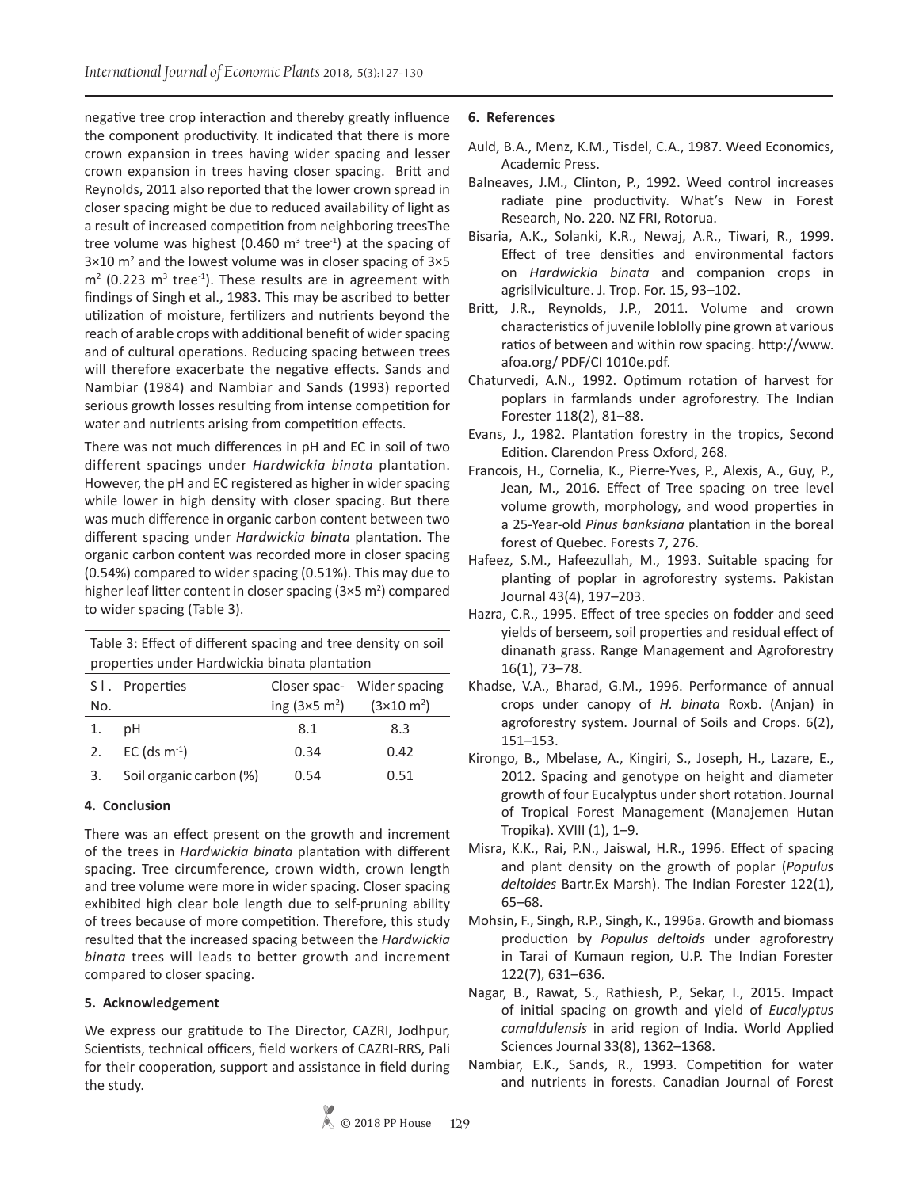negative tree crop interaction and thereby greatly influence the component productivity. It indicated that there is more crown expansion in trees having wider spacing and lesser crown expansion in trees having closer spacing. Britt and Reynolds, 2011 also reported that the lower crown spread in closer spacing might be due to reduced availability of light as a result of increased competition from neighboring treesThe tree volume was highest (0.460 $m^3$ $tree^{-1}$) at the spacing of 3×10 $m^2$ and the lowest volume was in closer spacing of 3×5 $m^2$ (0.223 $m^3$ $tree^{-1}$). These results are in agreement with findings of Singh et al., 1983. This may be ascribed to better utilization of moisture, fertilizers and nutrients beyond the reach of arable crops with additional benefit of wider spacing and of cultural operations. Reducing spacing between trees will therefore exacerbate the negative effects. Sands and Nambiar (1984) and Nambiar and Sands (1993) reported serious growth losses resulting from intense competition for water and nutrients arising from competition effects.

There was not much differences in pH and EC in soil of two different spacings under *Hardwickia binata* plantation. However, the pH and EC registered as higher in wider spacing while lower in high density with closer spacing. But there was much difference in organic carbon content between two different spacing under *Hardwickia binata* plantation. The organic carbon content was recorded more in closer spacing (0.54%) compared to wider spacing (0.51%). This may due to higher leaf litter content in closer spacing (3×5 $m^2$) compared to wider spacing (Table 3).

Table 3: Effect of different spacing and tree density on soil properties under Hardwickia binata plantation

| Sl. No. | Properties | Closer spacing (3×5 $m^2$) | Wider spacing (3×10 $m^2$) |
|---|---|---|---|
| 1. | pH | 8.1 | 8.3 |
| 2. | EC (ds $m^{-1}$) | 0.34 | 0.42 |
| 3. | Soil organic carbon (%) | 0.54 | 0.51 |

## 4. Conclusion

There was an effect present on the growth and increment of the trees in *Hardwickia binata* plantation with different spacing. Tree circumference, crown width, crown length and tree volume were more in wider spacing. Closer spacing exhibited high clear bole length due to self-pruning ability of trees because of more competition. Therefore, this study resulted that the increased spacing between the *Hardwickia binata* trees will leads to better growth and increment compared to closer spacing.

## 5. Acknowledgement

We express our gratitude to The Director, CAZRI, Jodhpur, Scientists, technical officers, field workers of CAZRI-RRS, Pali for their cooperation, support and assistance in field during the study.

## 6. References

Auld, B.A., Menz, K.M., Tisdel, C.A., 1987. Weed Economics, Academic Press.

Balneaves, J.M., Clinton, P., 1992. Weed control increases radiate pine productivity. What's New in Forest Research, No. 220. NZ FRI, Rotorua.

Bisaria, A.K., Solanki, K.R., Newaj, A.R., Tiwari, R., 1999. Effect of tree densities and environmental factors on *Hardwickia binata* and companion crops in agrisilviculture. J. Trop. For. 15, 93–102.

Britt, J.R., Reynolds, J.P., 2011. Volume and crown characteristics of juvenile loblolly pine grown at various ratios of between and within row spacing. http://www.afoa.org/ PDF/CI 1010e.pdf.

Chaturvedi, A.N., 1992. Optimum rotation of harvest for poplars in farmlands under agroforestry. The Indian Forester 118(2), 81–88.

Evans, J., 1982. Plantation forestry in the tropics, Second Edition. Clarendon Press Oxford, 268.

Francois, H., Cornelia, K., Pierre-Yves, P., Alexis, A., Guy, P., Jean, M., 2016. Effect of Tree spacing on tree level volume growth, morphology, and wood properties in a 25-Year-old *Pinus banksiana* plantation in the boreal forest of Quebec. Forests 7, 276.

Hafeez, S.M., Hafeezullah, M., 1993. Suitable spacing for planting of poplar in agroforestry systems. Pakistan Journal 43(4), 197–203.

Hazra, C.R., 1995. Effect of tree species on fodder and seed yields of berseem, soil properties and residual effect of dinanath grass. Range Management and Agroforestry 16(1), 73–78.

Khadse, V.A., Bharad, G.M., 1996. Performance of annual crops under canopy of *H. binata* Roxb. (Anjan) in agroforestry system. Journal of Soils and Crops. 6(2), 151–153.

Kirongo, B., Mbelase, A., Kingiri, S., Joseph, H., Lazare, E., 2012. Spacing and genotype on height and diameter growth of four Eucalyptus under short rotation. Journal of Tropical Forest Management (Manajemen Hutan Tropika). XVIII (1), 1–9.

Misra, K.K., Rai, P.N., Jaiswal, H.R., 1996. Effect of spacing and plant density on the growth of poplar (*Populus deltoides* Bartr.Ex Marsh). The Indian Forester 122(1), 65–68.

Mohsin, F., Singh, R.P., Singh, K., 1996a. Growth and biomass production by *Populus deltoids* under agroforestry in Tarai of Kumaun region, U.P. The Indian Forester 122(7), 631–636.

Nagar, B., Rawat, S., Rathiesh, P., Sekar, I., 2015. Impact of initial spacing on growth and yield of *Eucalyptus camaldulensis* in arid region of India. World Applied Sciences Journal 33(8), 1362–1368.

Nambiar, E.K., Sands, R., 1993. Competition for water and nutrients in forests. Canadian Journal of Forest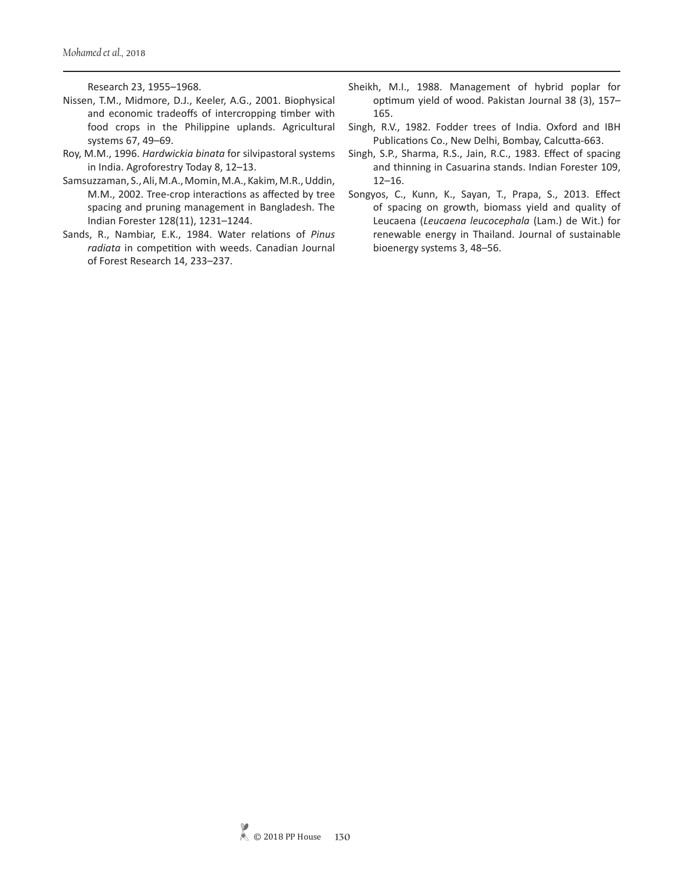Research 23, 1955–1968.

Nissen, T.M., Midmore, D.J., Keeler, A.G., 2001. Biophysical and economic tradeoffs of intercropping timber with food crops in the Philippine uplands. Agricultural systems 67, 49–69.

Roy, M.M., 1996. *Hardwickia binata* for silvipastoral systems in India. Agroforestry Today 8, 12–13.

Samsuzzaman, S., Ali, M.A., Momin, M.A., Kakim, M.R., Uddin, M.M., 2002. Tree-crop interactions as affected by tree spacing and pruning management in Bangladesh. The Indian Forester 128(11), 1231–1244.

Sands, R., Nambiar, E.K., 1984. Water relations of *Pinus radiata* in competition with weeds. Canadian Journal of Forest Research 14, 233–237.

Sheikh, M.I., 1988. Management of hybrid poplar for optimum yield of wood. Pakistan Journal 38 (3), 157–165.

Singh, R.V., 1982. Fodder trees of India. Oxford and IBH Publications Co., New Delhi, Bombay, Calcutta-663.

Singh, S.P., Sharma, R.S., Jain, R.C., 1983. Effect of spacing and thinning in Casuarina stands. Indian Forester 109, 12–16.

Songyos, C., Kunn, K., Sayan, T., Prapa, S., 2013. Effect of spacing on growth, biomass yield and quality of Leucaena (*Leucaena leucocephala* (Lam.) de Wit.) for renewable energy in Thailand. Journal of sustainable bioenergy systems 3, 48–56.